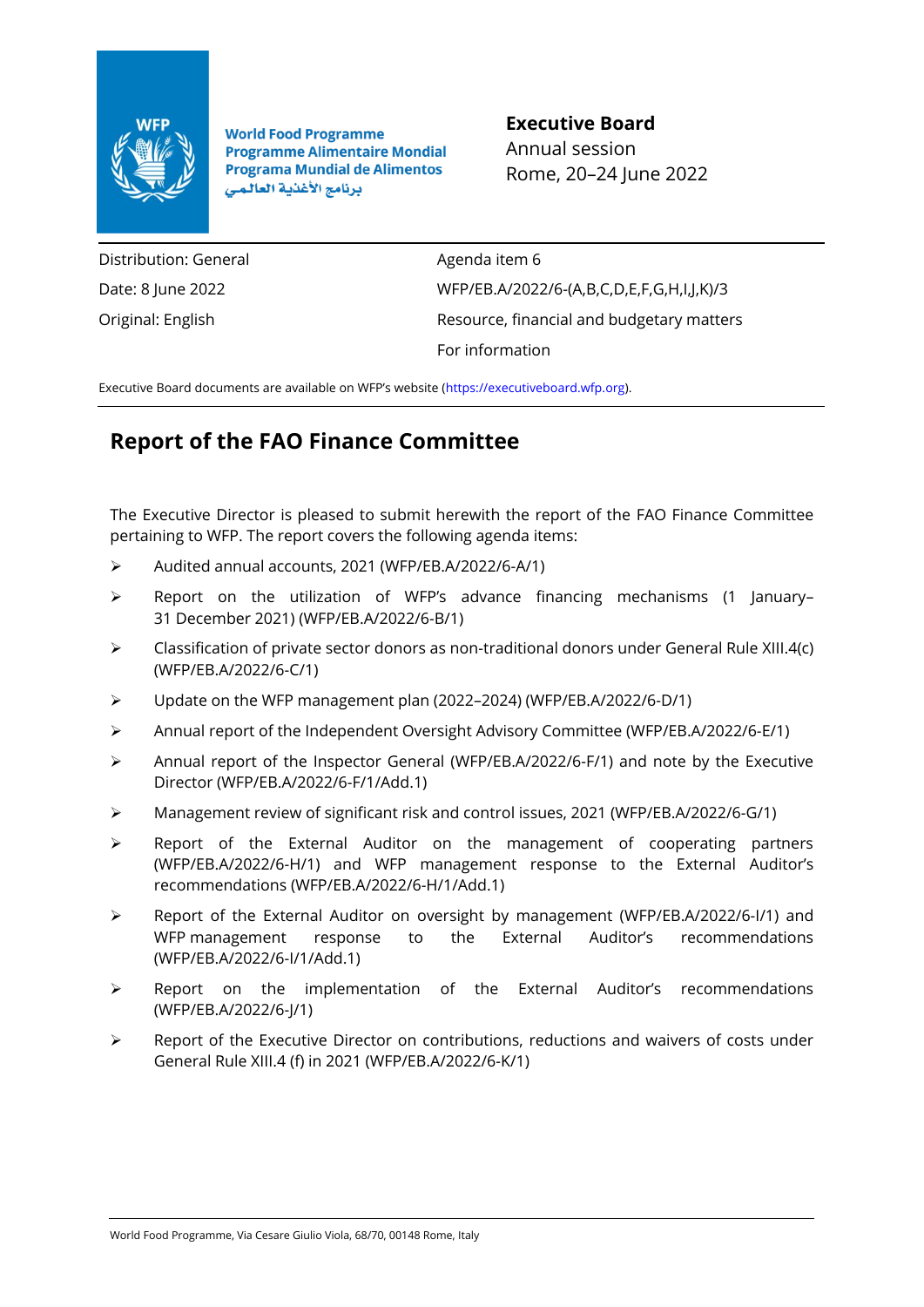World Food Programme
Programme Alimentaire Mondial
Programa Mundial de Alimentos
برنامج الأغذية العالمي

**Executive Board**
Annual session
Rome, 20–24 June 2022

| | |
|---|---|
| Distribution: General | Agenda item 6 |
| Date: 8 June 2022 | WFP/EB.A/2022/6-(A,B,C,D,E,F,G,H,I,J,K)/3 |
| Original: English | Resource, financial and budgetary matters |
| | For information |

Executive Board documents are available on WFP's website (https://executiveboard.wfp.org).

# Report of the FAO Finance Committee

The Executive Director is pleased to submit herewith the report of the FAO Finance Committee pertaining to WFP. The report covers the following agenda items:

- Audited annual accounts, 2021 (WFP/EB.A/2022/6-A/1)
- Report on the utilization of WFP's advance financing mechanisms (1 January–31 December 2021) (WFP/EB.A/2022/6-B/1)
- Classification of private sector donors as non-traditional donors under General Rule XIII.4(c) (WFP/EB.A/2022/6-C/1)
- Update on the WFP management plan (2022–2024) (WFP/EB.A/2022/6-D/1)
- Annual report of the Independent Oversight Advisory Committee (WFP/EB.A/2022/6-E/1)
- Annual report of the Inspector General (WFP/EB.A/2022/6-F/1) and note by the Executive Director (WFP/EB.A/2022/6-F/1/Add.1)
- Management review of significant risk and control issues, 2021 (WFP/EB.A/2022/6-G/1)
- Report of the External Auditor on the management of cooperating partners (WFP/EB.A/2022/6-H/1) and WFP management response to the External Auditor's recommendations (WFP/EB.A/2022/6-H/1/Add.1)
- Report of the External Auditor on oversight by management (WFP/EB.A/2022/6-I/1) and WFP management response to the External Auditor's recommendations (WFP/EB.A/2022/6-I/1/Add.1)
- Report on the implementation of the External Auditor's recommendations (WFP/EB.A/2022/6-J/1)
- Report of the Executive Director on contributions, reductions and waivers of costs under General Rule XIII.4 (f) in 2021 (WFP/EB.A/2022/6-K/1)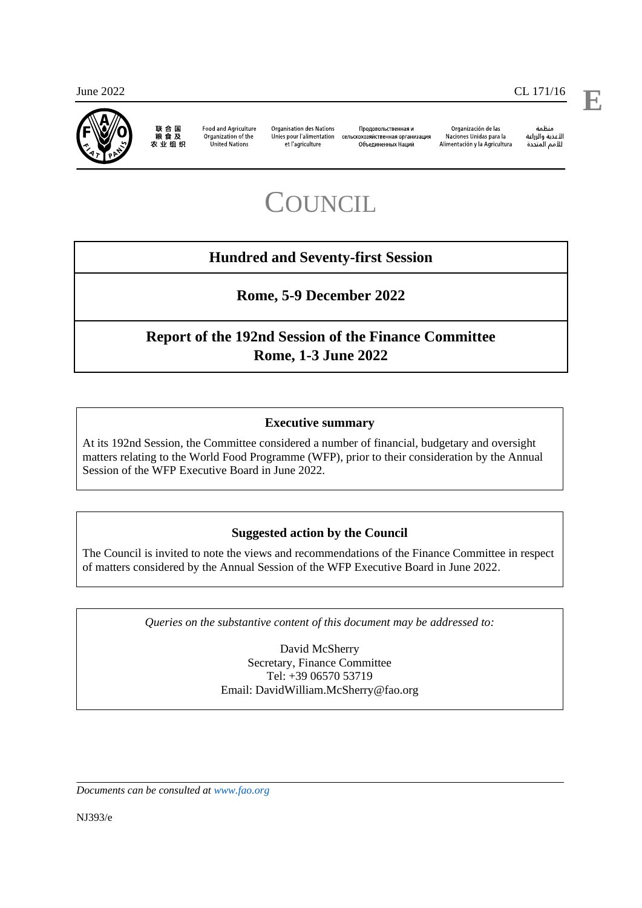June 2022 CL 171/16

联合国粮食及农业组织 | Food and Agriculture Organization of the United Nations | Organisation des Nations Unies pour l'alimentation et l'agriculture | Продовольственная и сельскохозяйственная организация Объединенных Наций | Organización de las Naciones Unidas para la Alimentación y la Agricultura | منظمة الأغذية والزراعة للأمم المتحدة

# COUNCIL

## Hundred and Seventy-first Session

## Rome, 5-9 December 2022

## Report of the 192nd Session of the Finance Committee Rome, 1-3 June 2022

### Executive summary

At its 192nd Session, the Committee considered a number of financial, budgetary and oversight matters relating to the World Food Programme (WFP), prior to their consideration by the Annual Session of the WFP Executive Board in June 2022.

### Suggested action by the Council

The Council is invited to note the views and recommendations of the Finance Committee in respect of matters considered by the Annual Session of the WFP Executive Board in June 2022.

*Queries on the substantive content of this document may be addressed to:*

David McSherry
Secretary, Finance Committee
Tel: +39 06570 53719
Email: DavidWilliam.McSherry@fao.org

*Documents can be consulted at www.fao.org*

NJ393/e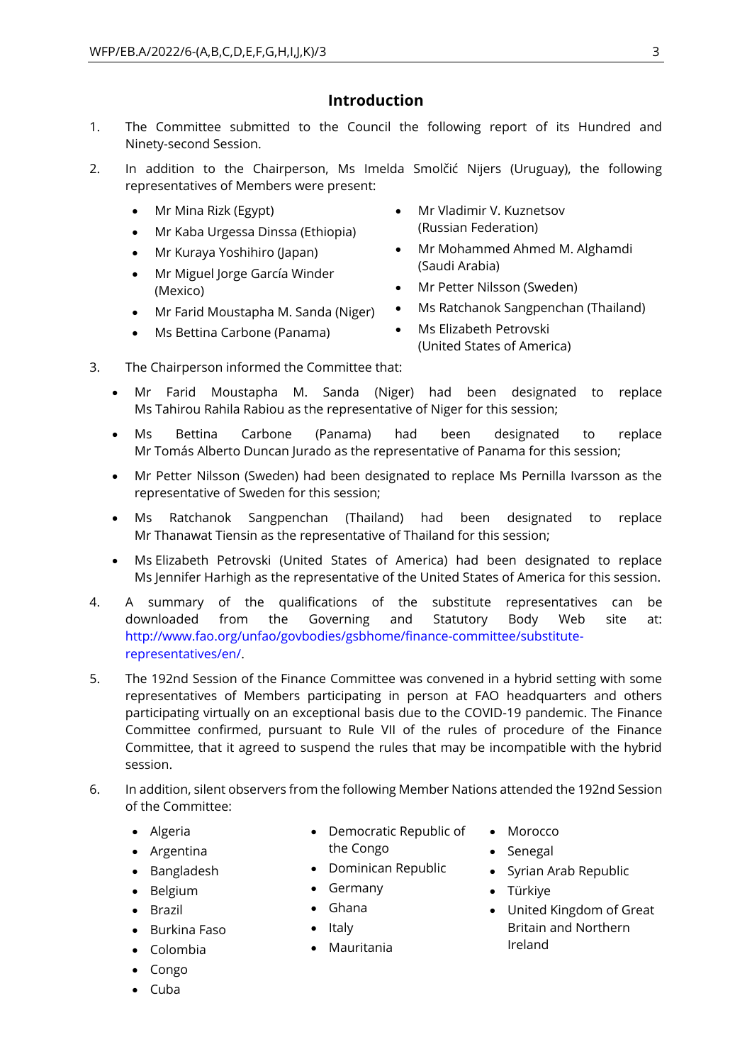## Introduction

1. The Committee submitted to the Council the following report of its Hundred and Ninety-second Session.

2. In addition to the Chairperson, Ms Imelda Smolčić Nijers (Uruguay), the following representatives of Members were present:

   - Mr Mina Rizk (Egypt)
   - Mr Kaba Urgessa Dinssa (Ethiopia)
   - Mr Kuraya Yoshihiro (Japan)
   - Mr Miguel Jorge García Winder (Mexico)
   - Mr Farid Moustapha M. Sanda (Niger)
   - Ms Bettina Carbone (Panama)
   - Mr Vladimir V. Kuznetsov (Russian Federation)
   - Mr Mohammed Ahmed M. Alghamdi (Saudi Arabia)
   - Mr Petter Nilsson (Sweden)
   - Ms Ratchanok Sangpenchan (Thailand)
   - Ms Elizabeth Petrovski (United States of America)

3. The Chairperson informed the Committee that:

   - Mr Farid Moustapha M. Sanda (Niger) had been designated to replace Ms Tahirou Rahila Rabiou as the representative of Niger for this session;
   - Ms Bettina Carbone (Panama) had been designated to replace Mr Tomás Alberto Duncan Jurado as the representative of Panama for this session;
   - Mr Petter Nilsson (Sweden) had been designated to replace Ms Pernilla Ivarsson as the representative of Sweden for this session;
   - Ms Ratchanok Sangpenchan (Thailand) had been designated to replace Mr Thanawat Tiensin as the representative of Thailand for this session;
   - Ms Elizabeth Petrovski (United States of America) had been designated to replace Ms Jennifer Harhigh as the representative of the United States of America for this session.

4. A summary of the qualifications of the substitute representatives can be downloaded from the Governing and Statutory Body Web site at: http://www.fao.org/unfao/govbodies/gsbhome/finance-committee/substitute-representatives/en/.

5. The 192nd Session of the Finance Committee was convened in a hybrid setting with some representatives of Members participating in person at FAO headquarters and others participating virtually on an exceptional basis due to the COVID-19 pandemic. The Finance Committee confirmed, pursuant to Rule VII of the rules of procedure of the Finance Committee, that it agreed to suspend the rules that may be incompatible with the hybrid session.

6. In addition, silent observers from the following Member Nations attended the 192nd Session of the Committee:

   - Algeria
   - Argentina
   - Bangladesh
   - Belgium
   - Brazil
   - Burkina Faso
   - Colombia
   - Congo
   - Cuba
   - Democratic Republic of the Congo
   - Dominican Republic
   - Germany
   - Ghana
   - Italy
   - Mauritania
   - Morocco
   - Senegal
   - Syrian Arab Republic
   - Türkiye
   - United Kingdom of Great Britain and Northern Ireland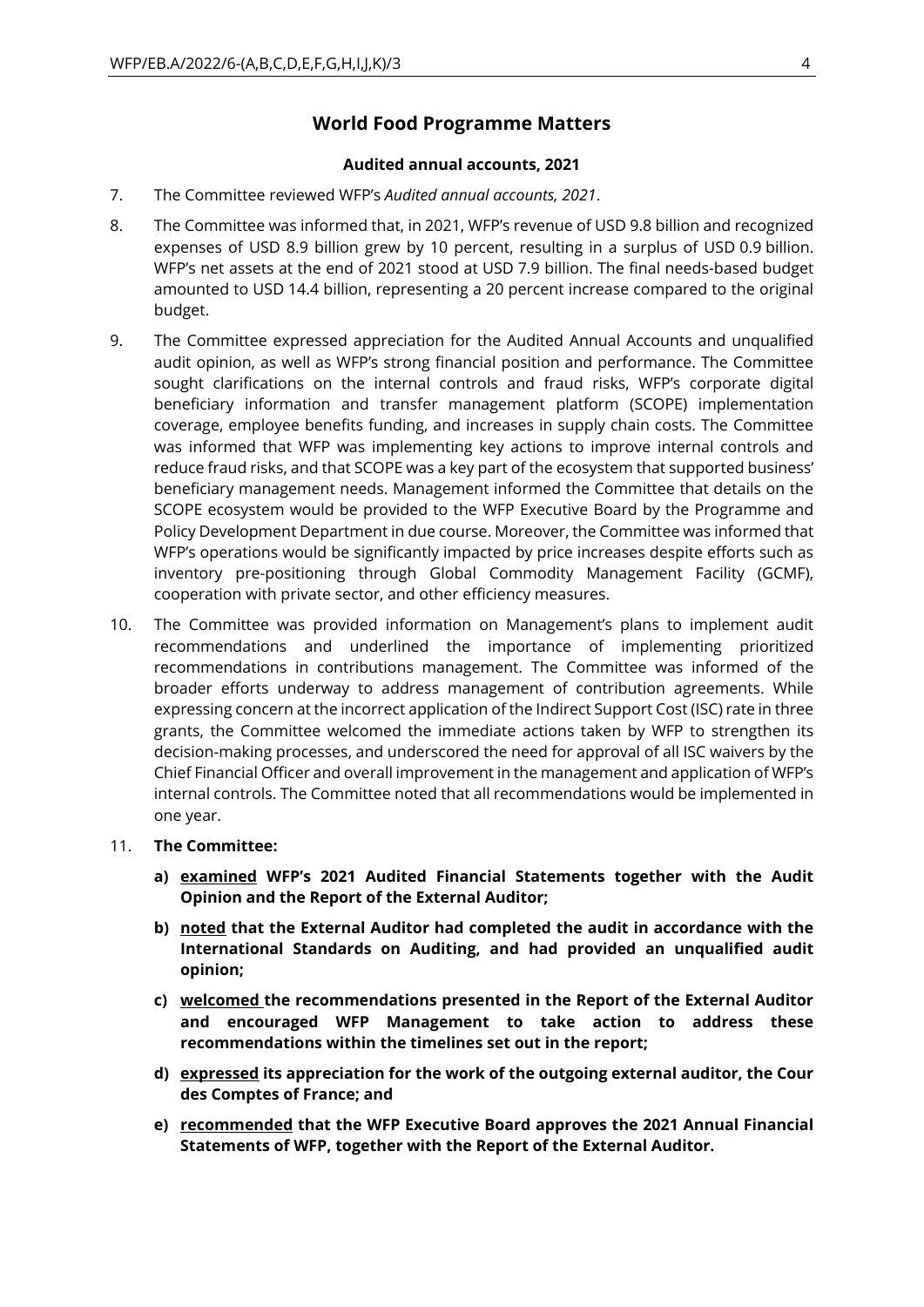## World Food Programme Matters

### Audited annual accounts, 2021

7. The Committee reviewed WFP's *Audited annual accounts, 2021*.

8. The Committee was informed that, in 2021, WFP's revenue of USD 9.8 billion and recognized expenses of USD 8.9 billion grew by 10 percent, resulting in a surplus of USD 0.9 billion. WFP's net assets at the end of 2021 stood at USD 7.9 billion. The final needs-based budget amounted to USD 14.4 billion, representing a 20 percent increase compared to the original budget.

9. The Committee expressed appreciation for the Audited Annual Accounts and unqualified audit opinion, as well as WFP's strong financial position and performance. The Committee sought clarifications on the internal controls and fraud risks, WFP's corporate digital beneficiary information and transfer management platform (SCOPE) implementation coverage, employee benefits funding, and increases in supply chain costs. The Committee was informed that WFP was implementing key actions to improve internal controls and reduce fraud risks, and that SCOPE was a key part of the ecosystem that supported business' beneficiary management needs. Management informed the Committee that details on the SCOPE ecosystem would be provided to the WFP Executive Board by the Programme and Policy Development Department in due course. Moreover, the Committee was informed that WFP's operations would be significantly impacted by price increases despite efforts such as inventory pre-positioning through Global Commodity Management Facility (GCMF), cooperation with private sector, and other efficiency measures.

10. The Committee was provided information on Management's plans to implement audit recommendations and underlined the importance of implementing prioritized recommendations in contributions management. The Committee was informed of the broader efforts underway to address management of contribution agreements. While expressing concern at the incorrect application of the Indirect Support Cost (ISC) rate in three grants, the Committee welcomed the immediate actions taken by WFP to strengthen its decision-making processes, and underscored the need for approval of all ISC waivers by the Chief Financial Officer and overall improvement in the management and application of WFP's internal controls. The Committee noted that all recommendations would be implemented in one year.

11. **The Committee:**

    a) **examined WFP's 2021 Audited Financial Statements together with the Audit Opinion and the Report of the External Auditor;**

    b) **noted that the External Auditor had completed the audit in accordance with the International Standards on Auditing, and had provided an unqualified audit opinion;**

    c) **welcomed the recommendations presented in the Report of the External Auditor and encouraged WFP Management to take action to address these recommendations within the timelines set out in the report;**

    d) **expressed its appreciation for the work of the outgoing external auditor, the Cour des Comptes of France; and**

    e) **recommended that the WFP Executive Board approves the 2021 Annual Financial Statements of WFP, together with the Report of the External Auditor.**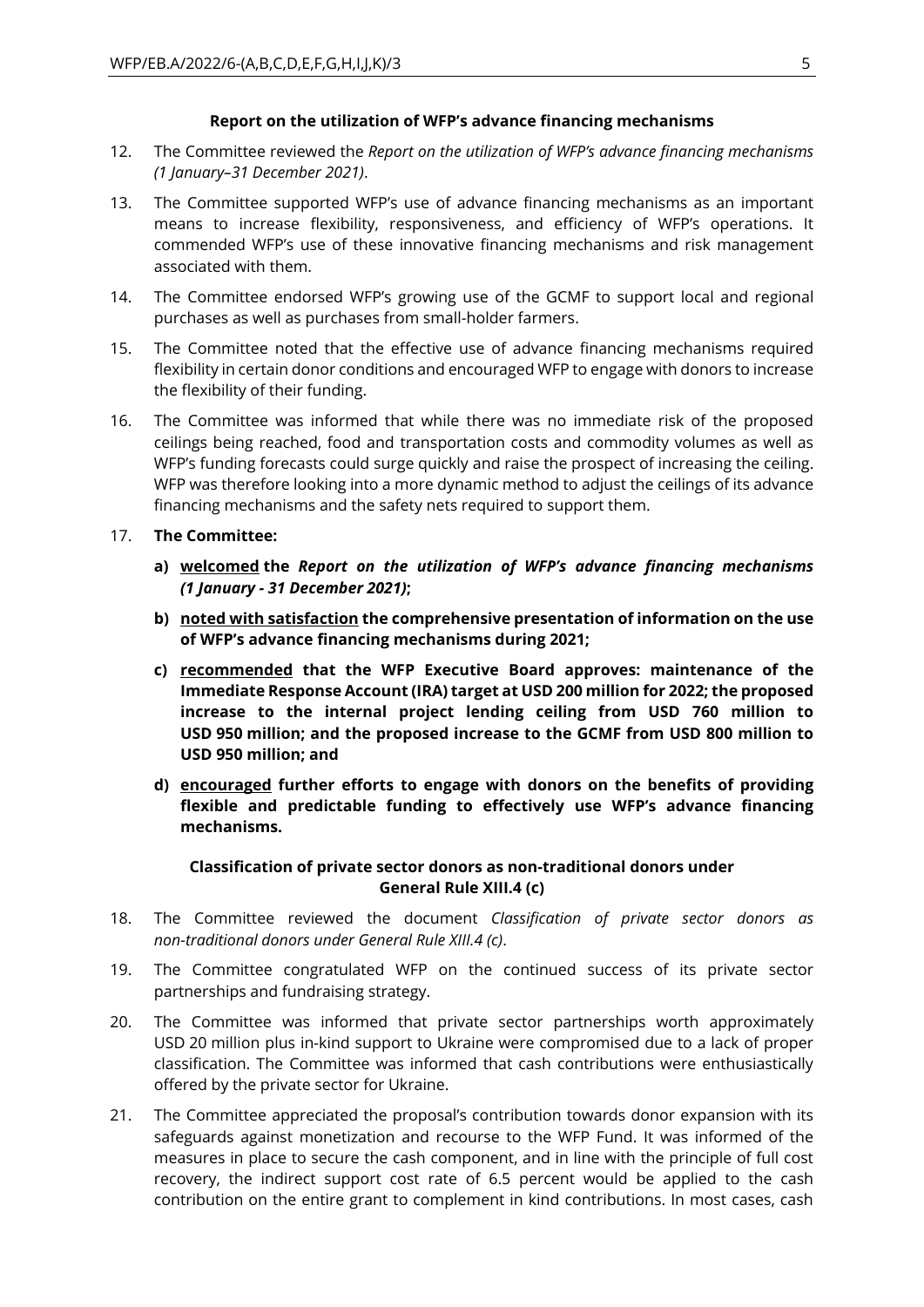### Report on the utilization of WFP's advance financing mechanisms

12. The Committee reviewed the *Report on the utilization of WFP's advance financing mechanisms (1 January–31 December 2021)*.

13. The Committee supported WFP's use of advance financing mechanisms as an important means to increase flexibility, responsiveness, and efficiency of WFP's operations. It commended WFP's use of these innovative financing mechanisms and risk management associated with them.

14. The Committee endorsed WFP's growing use of the GCMF to support local and regional purchases as well as purchases from small-holder farmers.

15. The Committee noted that the effective use of advance financing mechanisms required flexibility in certain donor conditions and encouraged WFP to engage with donors to increase the flexibility of their funding.

16. The Committee was informed that while there was no immediate risk of the proposed ceilings being reached, food and transportation costs and commodity volumes as well as WFP's funding forecasts could surge quickly and raise the prospect of increasing the ceiling. WFP was therefore looking into a more dynamic method to adjust the ceilings of its advance financing mechanisms and the safety nets required to support them.

17. **The Committee:**

    a) **welcomed the *Report on the utilization of WFP's advance financing mechanisms (1 January - 31 December 2021)*;**

    b) **noted with satisfaction the comprehensive presentation of information on the use of WFP's advance financing mechanisms during 2021;**

    c) **recommended that the WFP Executive Board approves: maintenance of the Immediate Response Account (IRA) target at USD 200 million for 2022; the proposed increase to the internal project lending ceiling from USD 760 million to USD 950 million; and the proposed increase to the GCMF from USD 800 million to USD 950 million; and**

    d) **encouraged further efforts to engage with donors on the benefits of providing flexible and predictable funding to effectively use WFP's advance financing mechanisms.**

### Classification of private sector donors as non-traditional donors under General Rule XIII.4 (c)

18. The Committee reviewed the document *Classification of private sector donors as non-traditional donors under General Rule XIII.4 (c)*.

19. The Committee congratulated WFP on the continued success of its private sector partnerships and fundraising strategy.

20. The Committee was informed that private sector partnerships worth approximately USD 20 million plus in-kind support to Ukraine were compromised due to a lack of proper classification. The Committee was informed that cash contributions were enthusiastically offered by the private sector for Ukraine.

21. The Committee appreciated the proposal's contribution towards donor expansion with its safeguards against monetization and recourse to the WFP Fund. It was informed of the measures in place to secure the cash component, and in line with the principle of full cost recovery, the indirect support cost rate of 6.5 percent would be applied to the cash contribution on the entire grant to complement in kind contributions. In most cases, cash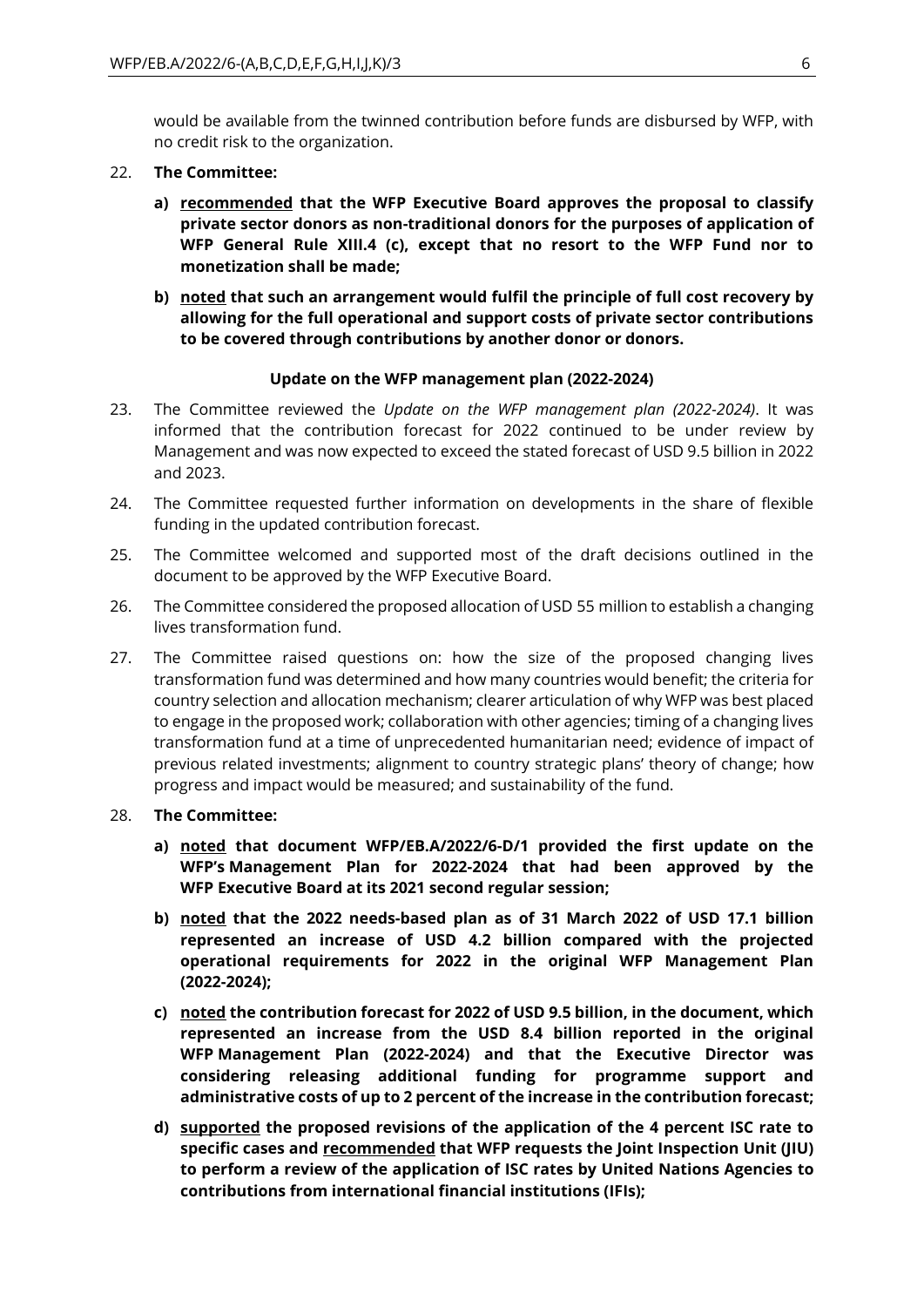would be available from the twinned contribution before funds are disbursed by WFP, with no credit risk to the organization.

22. **The Committee:**

    a) **recommended that the WFP Executive Board approves the proposal to classify private sector donors as non-traditional donors for the purposes of application of WFP General Rule XIII.4 (c), except that no resort to the WFP Fund nor to monetization shall be made;**

    b) **noted that such an arrangement would fulfil the principle of full cost recovery by allowing for the full operational and support costs of private sector contributions to be covered through contributions by another donor or donors.**

**Update on the WFP management plan (2022-2024)**

23. The Committee reviewed the *Update on the WFP management plan (2022-2024)*. It was informed that the contribution forecast for 2022 continued to be under review by Management and was now expected to exceed the stated forecast of USD 9.5 billion in 2022 and 2023.

24. The Committee requested further information on developments in the share of flexible funding in the updated contribution forecast.

25. The Committee welcomed and supported most of the draft decisions outlined in the document to be approved by the WFP Executive Board.

26. The Committee considered the proposed allocation of USD 55 million to establish a changing lives transformation fund.

27. The Committee raised questions on: how the size of the proposed changing lives transformation fund was determined and how many countries would benefit; the criteria for country selection and allocation mechanism; clearer articulation of why WFP was best placed to engage in the proposed work; collaboration with other agencies; timing of a changing lives transformation fund at a time of unprecedented humanitarian need; evidence of impact of previous related investments; alignment to country strategic plans' theory of change; how progress and impact would be measured; and sustainability of the fund.

28. **The Committee:**

    a) **noted that document WFP/EB.A/2022/6-D/1 provided the first update on the WFP's Management Plan for 2022-2024 that had been approved by the WFP Executive Board at its 2021 second regular session;**

    b) **noted that the 2022 needs-based plan as of 31 March 2022 of USD 17.1 billion represented an increase of USD 4.2 billion compared with the projected operational requirements for 2022 in the original WFP Management Plan (2022-2024);**

    c) **noted the contribution forecast for 2022 of USD 9.5 billion, in the document, which represented an increase from the USD 8.4 billion reported in the original WFP Management Plan (2022-2024) and that the Executive Director was considering releasing additional funding for programme support and administrative costs of up to 2 percent of the increase in the contribution forecast;**

    d) **supported the proposed revisions of the application of the 4 percent ISC rate to specific cases and recommended that WFP requests the Joint Inspection Unit (JIU) to perform a review of the application of ISC rates by United Nations Agencies to contributions from international financial institutions (IFIs);**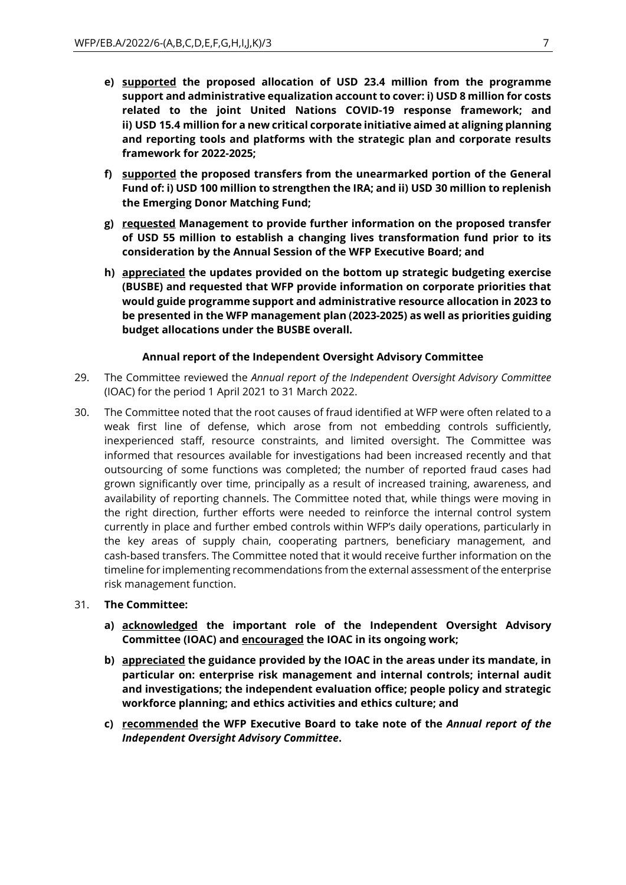- **e) <u>supported</u> the proposed allocation of USD 23.4 million from the programme support and administrative equalization account to cover: i) USD 8 million for costs related to the joint United Nations COVID-19 response framework; and ii) USD 15.4 million for a new critical corporate initiative aimed at aligning planning and reporting tools and platforms with the strategic plan and corporate results framework for 2022-2025;**

- **f) <u>supported</u> the proposed transfers from the unearmarked portion of the General Fund of: i) USD 100 million to strengthen the IRA; and ii) USD 30 million to replenish the Emerging Donor Matching Fund;**

- **g) <u>requested</u> Management to provide further information on the proposed transfer of USD 55 million to establish a changing lives transformation fund prior to its consideration by the Annual Session of the WFP Executive Board; and**

- **h) <u>appreciated</u> the updates provided on the bottom up strategic budgeting exercise (BUSBE) and requested that WFP provide information on corporate priorities that would guide programme support and administrative resource allocation in 2023 to be presented in the WFP management plan (2023-2025) as well as priorities guiding budget allocations under the BUSBE overall.**

### Annual report of the Independent Oversight Advisory Committee

29. The Committee reviewed the *Annual report of the Independent Oversight Advisory Committee* (IOAC) for the period 1 April 2021 to 31 March 2022.

30. The Committee noted that the root causes of fraud identified at WFP were often related to a weak first line of defense, which arose from not embedding controls sufficiently, inexperienced staff, resource constraints, and limited oversight. The Committee was informed that resources available for investigations had been increased recently and that outsourcing of some functions was completed; the number of reported fraud cases had grown significantly over time, principally as a result of increased training, awareness, and availability of reporting channels. The Committee noted that, while things were moving in the right direction, further efforts were needed to reinforce the internal control system currently in place and further embed controls within WFP's daily operations, particularly in the key areas of supply chain, cooperating partners, beneficiary management, and cash-based transfers. The Committee noted that it would receive further information on the timeline for implementing recommendations from the external assessment of the enterprise risk management function.

31. **The Committee:**

    - **a) <u>acknowledged</u> the important role of the Independent Oversight Advisory Committee (IOAC) and <u>encouraged</u> the IOAC in its ongoing work;**

    - **b) <u>appreciated</u> the guidance provided by the IOAC in the areas under its mandate, in particular on: enterprise risk management and internal controls; internal audit and investigations; the independent evaluation office; people policy and strategic workforce planning; and ethics activities and ethics culture; and**

    - **c) <u>recommended</u> the WFP Executive Board to take note of the *Annual report of the Independent Oversight Advisory Committee*.**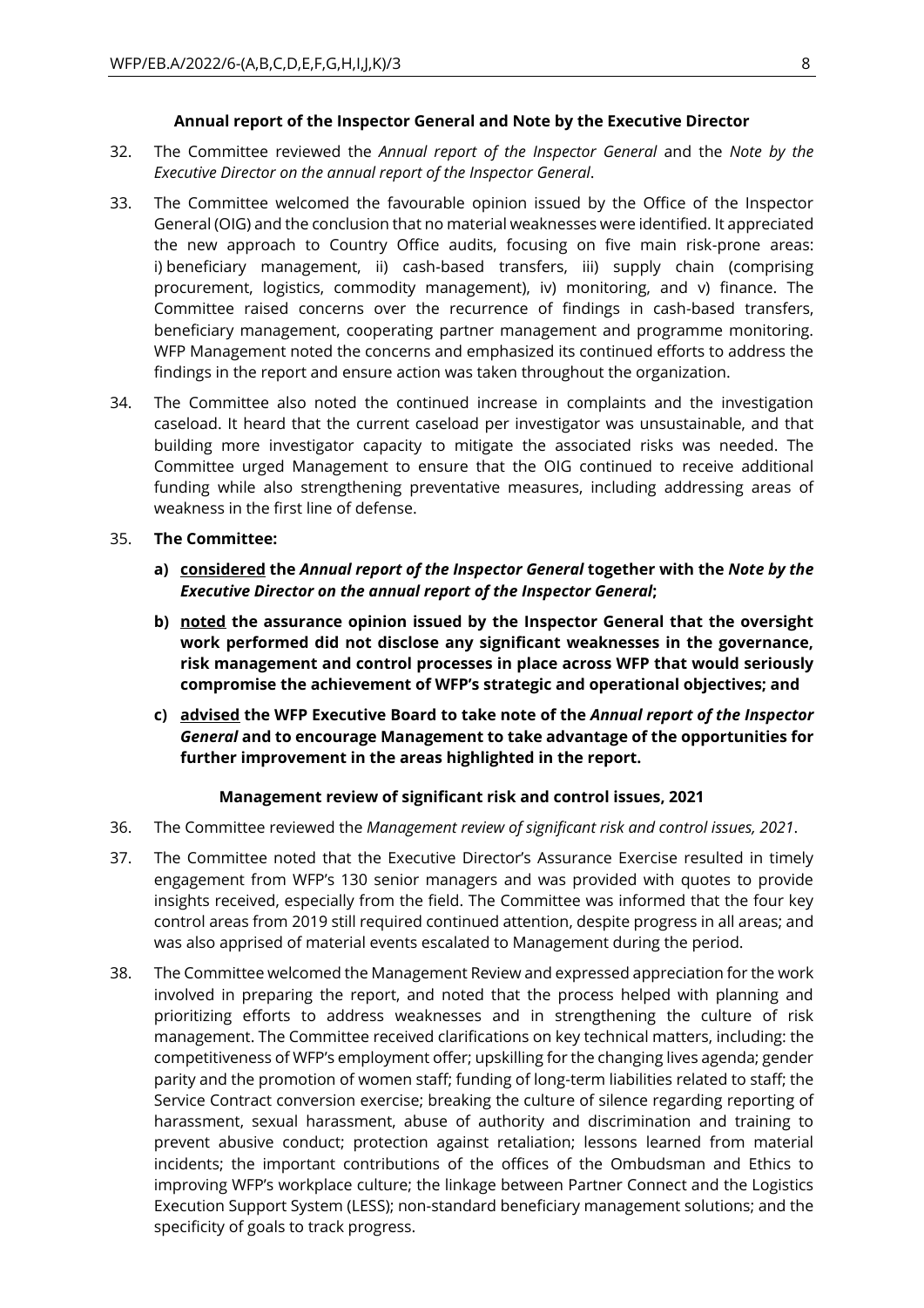### Annual report of the Inspector General and Note by the Executive Director

32. The Committee reviewed the *Annual report of the Inspector General* and the *Note by the Executive Director on the annual report of the Inspector General*.

33. The Committee welcomed the favourable opinion issued by the Office of the Inspector General (OIG) and the conclusion that no material weaknesses were identified. It appreciated the new approach to Country Office audits, focusing on five main risk-prone areas: i) beneficiary management, ii) cash-based transfers, iii) supply chain (comprising procurement, logistics, commodity management), iv) monitoring, and v) finance. The Committee raised concerns over the recurrence of findings in cash-based transfers, beneficiary management, cooperating partner management and programme monitoring. WFP Management noted the concerns and emphasized its continued efforts to address the findings in the report and ensure action was taken throughout the organization.

34. The Committee also noted the continued increase in complaints and the investigation caseload. It heard that the current caseload per investigator was unsustainable, and that building more investigator capacity to mitigate the associated risks was needed. The Committee urged Management to ensure that the OIG continued to receive additional funding while also strengthening preventative measures, including addressing areas of weakness in the first line of defense.

35. **The Committee:**

    a) **<u>considered</u> the *Annual report of the Inspector General* together with the *Note by the Executive Director on the annual report of the Inspector General*;**

    b) **<u>noted</u> the assurance opinion issued by the Inspector General that the oversight work performed did not disclose any significant weaknesses in the governance, risk management and control processes in place across WFP that would seriously compromise the achievement of WFP's strategic and operational objectives; and**

    c) **<u>advised</u> the WFP Executive Board to take note of the *Annual report of the Inspector General* and to encourage Management to take advantage of the opportunities for further improvement in the areas highlighted in the report.**

### Management review of significant risk and control issues, 2021

36. The Committee reviewed the *Management review of significant risk and control issues, 2021*.

37. The Committee noted that the Executive Director's Assurance Exercise resulted in timely engagement from WFP's 130 senior managers and was provided with quotes to provide insights received, especially from the field. The Committee was informed that the four key control areas from 2019 still required continued attention, despite progress in all areas; and was also apprised of material events escalated to Management during the period.

38. The Committee welcomed the Management Review and expressed appreciation for the work involved in preparing the report, and noted that the process helped with planning and prioritizing efforts to address weaknesses and in strengthening the culture of risk management. The Committee received clarifications on key technical matters, including: the competitiveness of WFP's employment offer; upskilling for the changing lives agenda; gender parity and the promotion of women staff; funding of long-term liabilities related to staff; the Service Contract conversion exercise; breaking the culture of silence regarding reporting of harassment, sexual harassment, abuse of authority and discrimination and training to prevent abusive conduct; protection against retaliation; lessons learned from material incidents; the important contributions of the offices of the Ombudsman and Ethics to improving WFP's workplace culture; the linkage between Partner Connect and the Logistics Execution Support System (LESS); non-standard beneficiary management solutions; and the specificity of goals to track progress.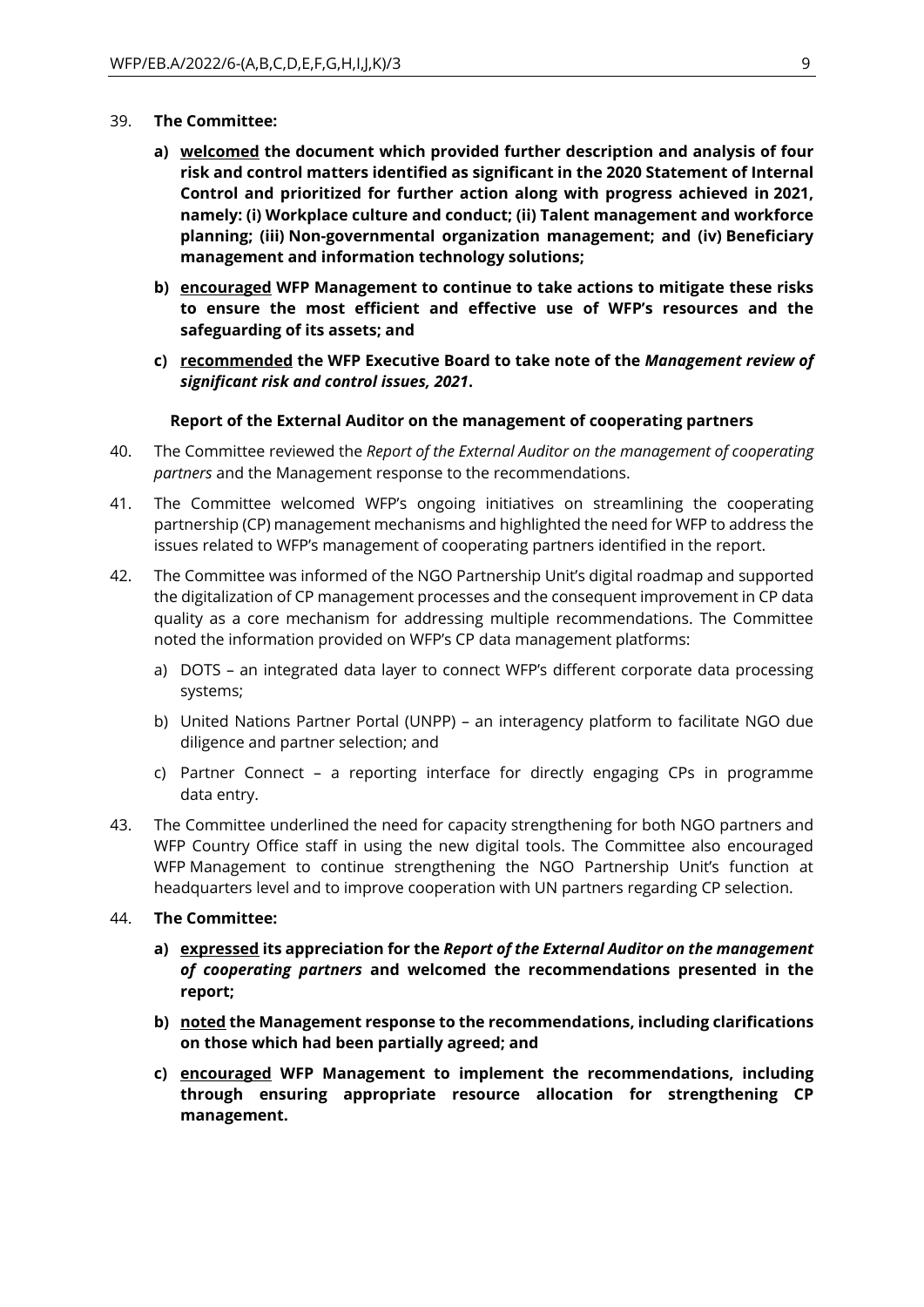39. **The Committee:**

    a) **<u>welcomed</u> the document which provided further description and analysis of four risk and control matters identified as significant in the 2020 Statement of Internal Control and prioritized for further action along with progress achieved in 2021, namely: (i) Workplace culture and conduct; (ii) Talent management and workforce planning; (iii) Non-governmental organization management; and (iv) Beneficiary management and information technology solutions;**

    b) **<u>encouraged</u> WFP Management to continue to take actions to mitigate these risks to ensure the most efficient and effective use of WFP's resources and the safeguarding of its assets; and**

    c) **<u>recommended</u> the WFP Executive Board to take note of the *Management review of significant risk and control issues, 2021*.**

**Report of the External Auditor on the management of cooperating partners**

40. The Committee reviewed the *Report of the External Auditor on the management of cooperating partners* and the Management response to the recommendations.

41. The Committee welcomed WFP's ongoing initiatives on streamlining the cooperating partnership (CP) management mechanisms and highlighted the need for WFP to address the issues related to WFP's management of cooperating partners identified in the report.

42. The Committee was informed of the NGO Partnership Unit's digital roadmap and supported the digitalization of CP management processes and the consequent improvement in CP data quality as a core mechanism for addressing multiple recommendations. The Committee noted the information provided on WFP's CP data management platforms:

    a) DOTS – an integrated data layer to connect WFP's different corporate data processing systems;

    b) United Nations Partner Portal (UNPP) – an interagency platform to facilitate NGO due diligence and partner selection; and

    c) Partner Connect – a reporting interface for directly engaging CPs in programme data entry.

43. The Committee underlined the need for capacity strengthening for both NGO partners and WFP Country Office staff in using the new digital tools. The Committee also encouraged WFP Management to continue strengthening the NGO Partnership Unit's function at headquarters level and to improve cooperation with UN partners regarding CP selection.

44. **The Committee:**

    a) **<u>expressed</u> its appreciation for the *Report of the External Auditor on the management of cooperating partners* and welcomed the recommendations presented in the report;**

    b) **<u>noted</u> the Management response to the recommendations, including clarifications on those which had been partially agreed; and**

    c) **<u>encouraged</u> WFP Management to implement the recommendations, including through ensuring appropriate resource allocation for strengthening CP management.**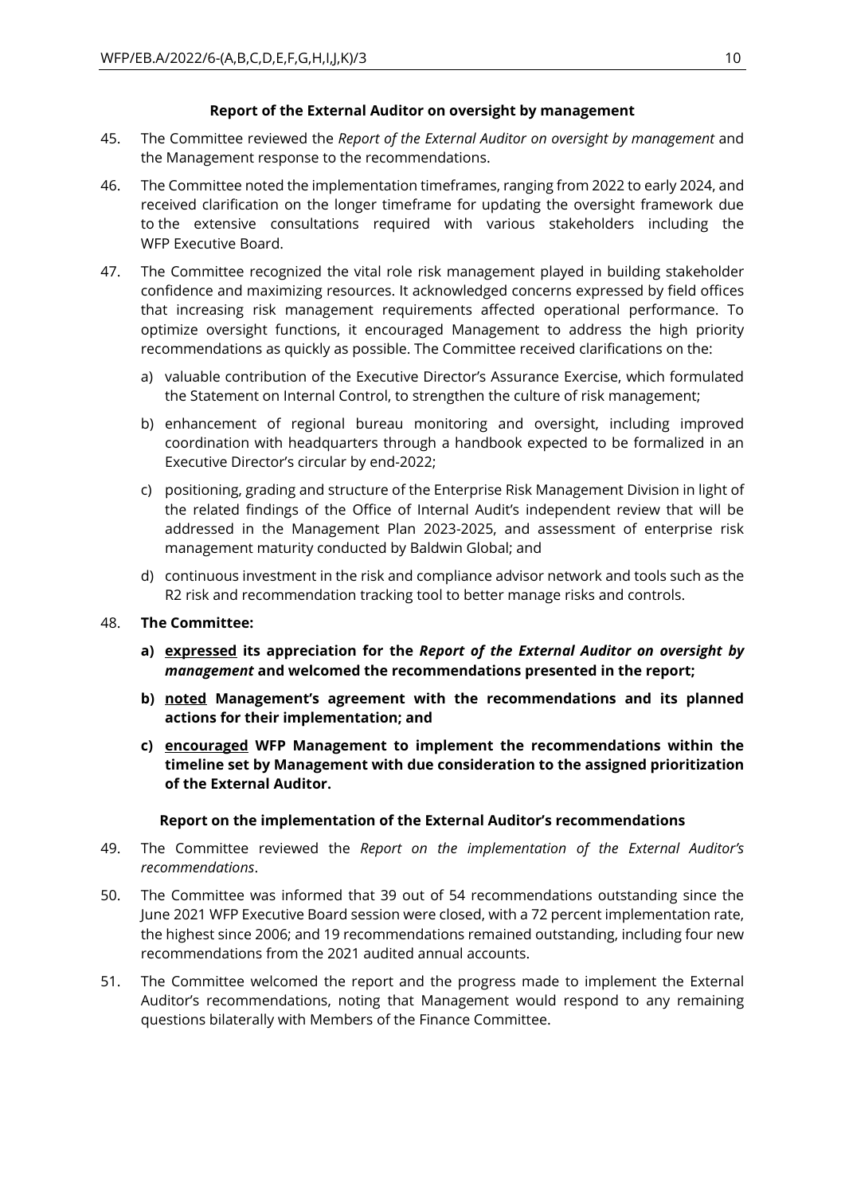### Report of the External Auditor on oversight by management

45. The Committee reviewed the *Report of the External Auditor on oversight by management* and the Management response to the recommendations.

46. The Committee noted the implementation timeframes, ranging from 2022 to early 2024, and received clarification on the longer timeframe for updating the oversight framework due to the extensive consultations required with various stakeholders including the WFP Executive Board.

47. The Committee recognized the vital role risk management played in building stakeholder confidence and maximizing resources. It acknowledged concerns expressed by field offices that increasing risk management requirements affected operational performance. To optimize oversight functions, it encouraged Management to address the high priority recommendations as quickly as possible. The Committee received clarifications on the:

    a) valuable contribution of the Executive Director's Assurance Exercise, which formulated the Statement on Internal Control, to strengthen the culture of risk management;

    b) enhancement of regional bureau monitoring and oversight, including improved coordination with headquarters through a handbook expected to be formalized in an Executive Director's circular by end-2022;

    c) positioning, grading and structure of the Enterprise Risk Management Division in light of the related findings of the Office of Internal Audit's independent review that will be addressed in the Management Plan 2023-2025, and assessment of enterprise risk management maturity conducted by Baldwin Global; and

    d) continuous investment in the risk and compliance advisor network and tools such as the R2 risk and recommendation tracking tool to better manage risks and controls.

48. **The Committee:**

    **a) <u>expressed</u> its appreciation for the *Report of the External Auditor on oversight by management* and welcomed the recommendations presented in the report;**

    **b) <u>noted</u> Management's agreement with the recommendations and its planned actions for their implementation; and**

    **c) <u>encouraged</u> WFP Management to implement the recommendations within the timeline set by Management with due consideration to the assigned prioritization of the External Auditor.**

### Report on the implementation of the External Auditor's recommendations

49. The Committee reviewed the *Report on the implementation of the External Auditor's recommendations*.

50. The Committee was informed that 39 out of 54 recommendations outstanding since the June 2021 WFP Executive Board session were closed, with a 72 percent implementation rate, the highest since 2006; and 19 recommendations remained outstanding, including four new recommendations from the 2021 audited annual accounts.

51. The Committee welcomed the report and the progress made to implement the External Auditor's recommendations, noting that Management would respond to any remaining questions bilaterally with Members of the Finance Committee.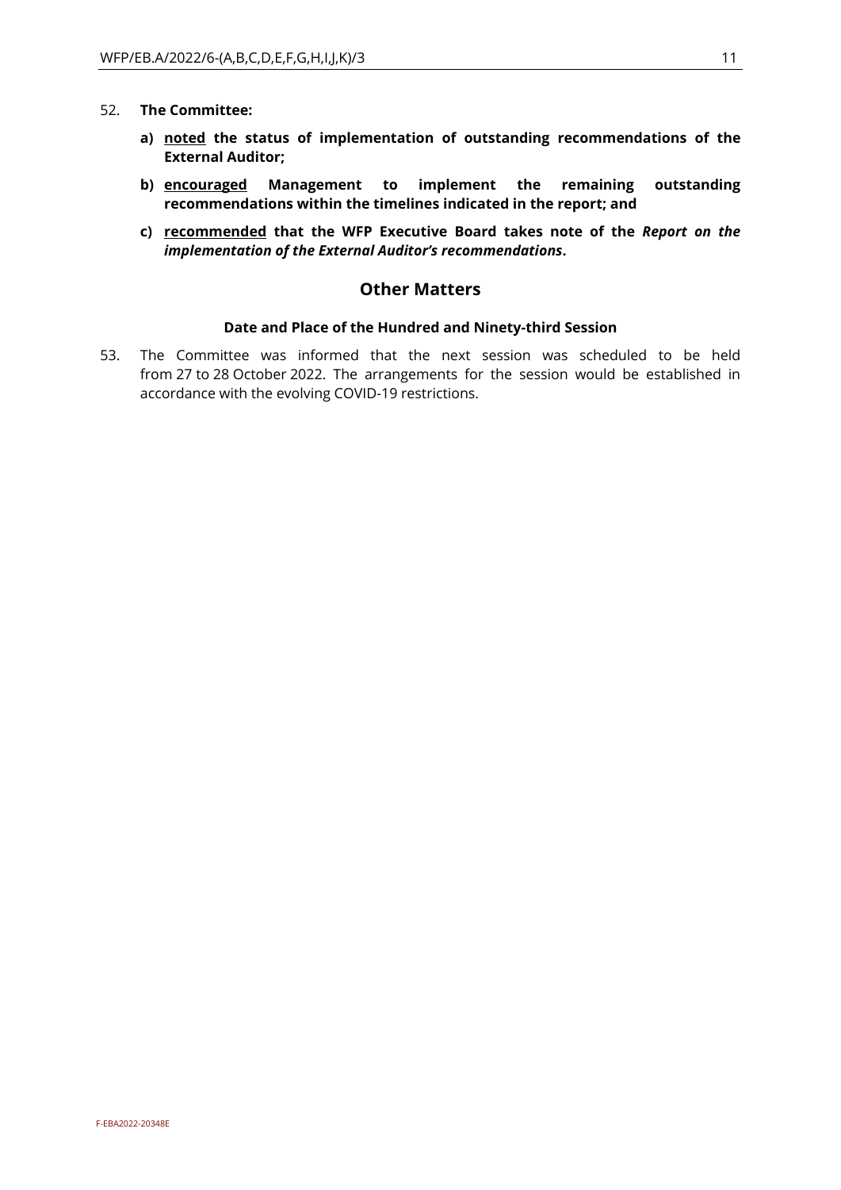52. **The Committee:**

    **a) <u>noted</u> the status of implementation of outstanding recommendations of the External Auditor;**

    **b) <u>encouraged</u> Management to implement the remaining outstanding recommendations within the timelines indicated in the report; and**

    **c) <u>recommended</u> that the WFP Executive Board takes note of the *Report on the implementation of the External Auditor's recommendations*.**

## Other Matters

### Date and Place of the Hundred and Ninety-third Session

53. The Committee was informed that the next session was scheduled to be held from 27 to 28 October 2022. The arrangements for the session would be established in accordance with the evolving COVID-19 restrictions.

F-EBA2022-20348E